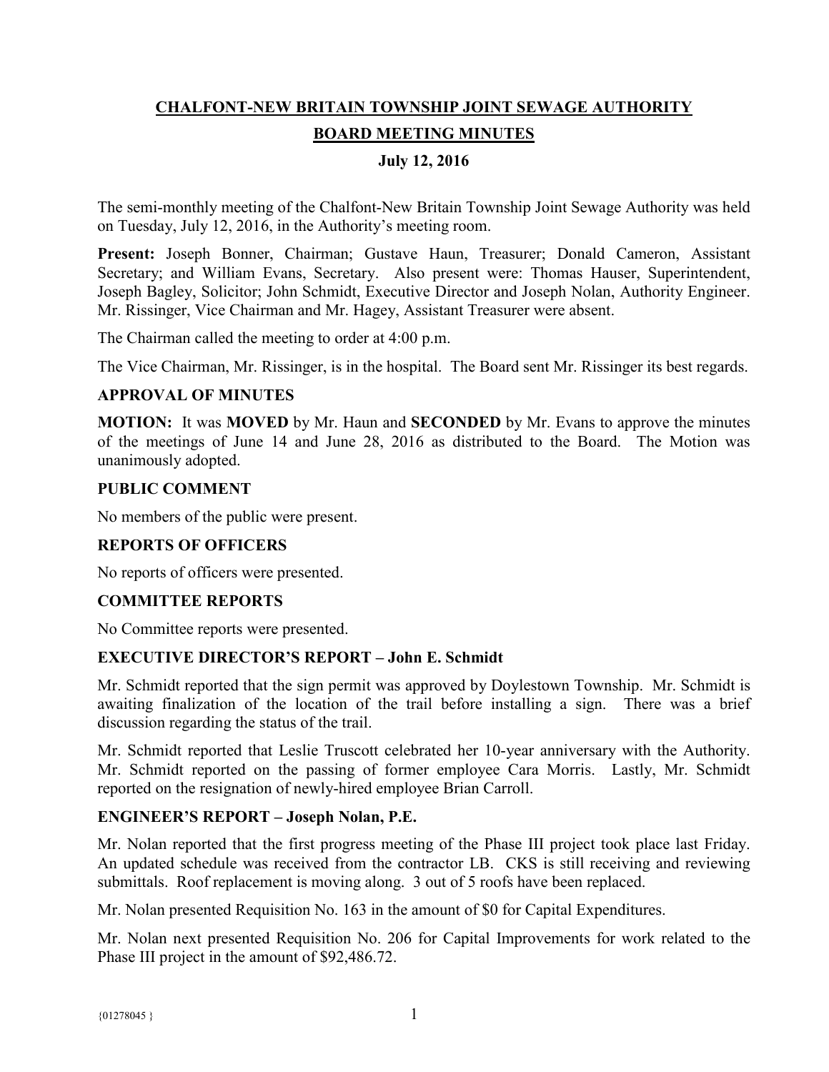# CHALFONT-NEW BRITAIN TOWNSHIP JOINT SEWAGE AUTHORITY

## BOARD MEETING MINUTES

### July 12, 2016

The semi-monthly meeting of the Chalfont-New Britain Township Joint Sewage Authority was held on Tuesday, July 12, 2016, in the Authority's meeting room.

**Present:** Joseph Bonner, Chairman; Gustave Haun, Treasurer; Donald Cameron, Assistant Secretary; and William Evans, Secretary. Also present were: Thomas Hauser, Superintendent, Joseph Bagley, Solicitor; John Schmidt, Executive Director and Joseph Nolan, Authority Engineer. Mr. Rissinger, Vice Chairman and Mr. Hagey, Assistant Treasurer were absent.

The Chairman called the meeting to order at 4:00 p.m.

The Vice Chairman, Mr. Rissinger, is in the hospital. The Board sent Mr. Rissinger its best regards.

### APPROVAL OF MINUTES

**MOTION:** It was **MOVED** by Mr. Haun and **SECONDED** by Mr. Evans to approve the minutes of the meetings of June 14 and June 28, 2016 as distributed to the Board. The Motion was unanimously adopted.

### PUBLIC COMMENT

No members of the public were present.

### REPORTS OF OFFICERS

No reports of officers were presented.

### COMMITTEE REPORTS

No Committee reports were presented.

### EXECUTIVE DIRECTOR'S REPORT – John E. Schmidt

Mr. Schmidt reported that the sign permit was approved by Doylestown Township. Mr. Schmidt is awaiting finalization of the location of the trail before installing a sign. There was a brief discussion regarding the status of the trail.

Mr. Schmidt reported that Leslie Truscott celebrated her 10-year anniversary with the Authority. Mr. Schmidt reported on the passing of former employee Cara Morris. Lastly, Mr. Schmidt reported on the resignation of newly-hired employee Brian Carroll.

### ENGINEER'S REPORT – Joseph Nolan, P.E.

Mr. Nolan reported that the first progress meeting of the Phase III project took place last Friday. An updated schedule was received from the contractor LB. CKS is still receiving and reviewing submittals. Roof replacement is moving along. 3 out of 5 roofs have been replaced.

Mr. Nolan presented Requisition No. 163 in the amount of $0 for Capital Expenditures.

Mr. Nolan next presented Requisition No. 206 for Capital Improvements for work related to the Phase III project in the amount of $92,486.72.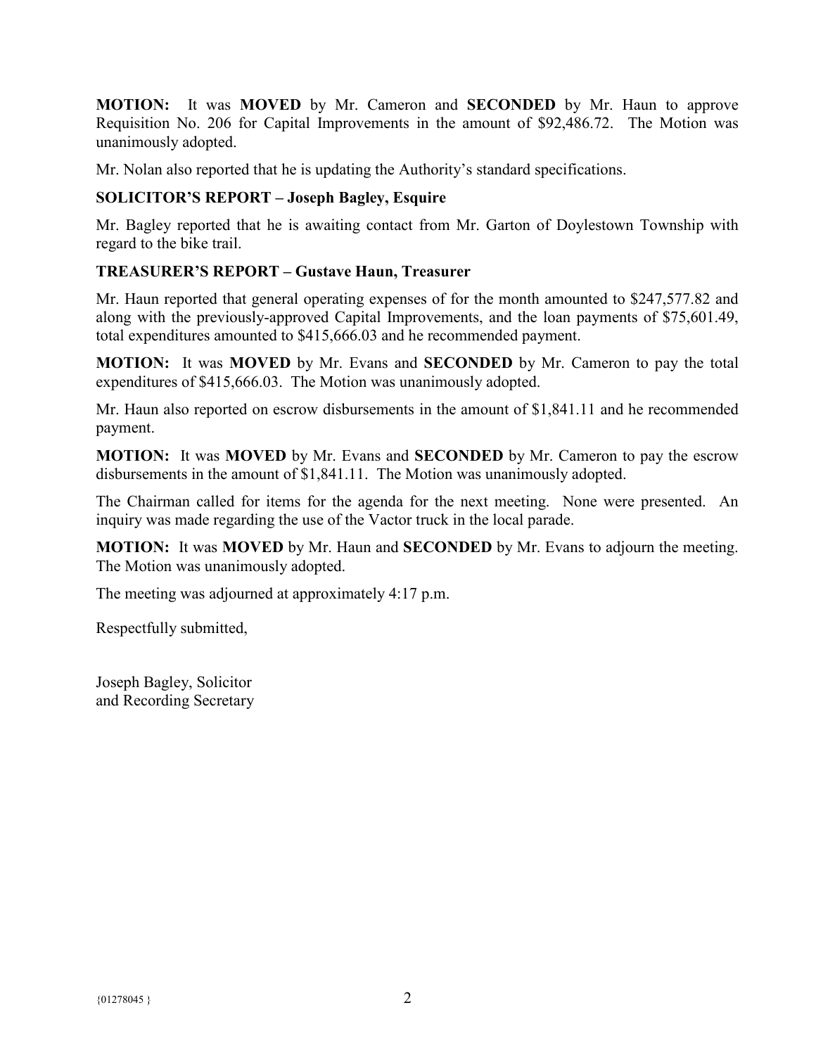**MOTION:** It was **MOVED** by Mr. Cameron and **SECONDED** by Mr. Haun to approve Requisition No. 206 for Capital Improvements in the amount of $92,486.72. The Motion was unanimously adopted.

Mr. Nolan also reported that he is updating the Authority's standard specifications.

**SOLICITOR'S REPORT – Joseph Bagley, Esquire**

Mr. Bagley reported that he is awaiting contact from Mr. Garton of Doylestown Township with regard to the bike trail.

**TREASURER'S REPORT – Gustave Haun, Treasurer**

Mr. Haun reported that general operating expenses of for the month amounted to $247,577.82 and along with the previously-approved Capital Improvements, and the loan payments of $75,601.49, total expenditures amounted to $415,666.03 and he recommended payment.

**MOTION:** It was **MOVED** by Mr. Evans and **SECONDED** by Mr. Cameron to pay the total expenditures of $415,666.03. The Motion was unanimously adopted.

Mr. Haun also reported on escrow disbursements in the amount of $1,841.11 and he recommended payment.

**MOTION:** It was **MOVED** by Mr. Evans and **SECONDED** by Mr. Cameron to pay the escrow disbursements in the amount of $1,841.11. The Motion was unanimously adopted.

The Chairman called for items for the agenda for the next meeting. None were presented. An inquiry was made regarding the use of the Vactor truck in the local parade.

**MOTION:** It was **MOVED** by Mr. Haun and **SECONDED** by Mr. Evans to adjourn the meeting. The Motion was unanimously adopted.

The meeting was adjourned at approximately 4:17 p.m.

Respectfully submitted,

Joseph Bagley, Solicitor
and Recording Secretary

{01278045 }